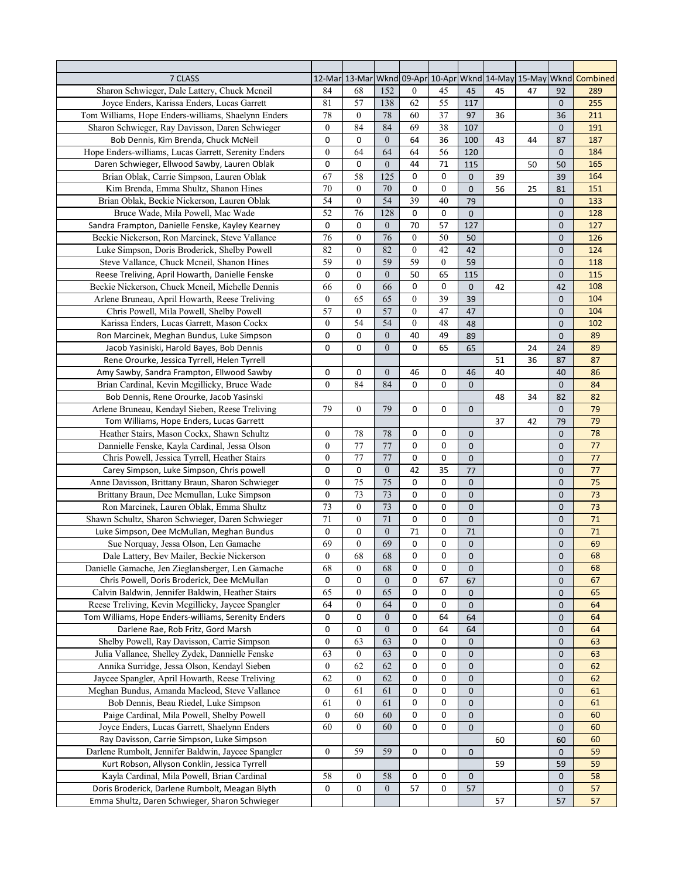| 7 CLASS | 12-Mar | 13-Mar | Wknd | 09-Apr | 10-Apr | Wknd | 14-May | 15-May | Wknd | Combined |
|---|---|---|---|---|---|---|---|---|---|---|
| Sharon Schwieger, Dale Lattery, Chuck Mcneil | 84 | 68 | 152 | 0 | 45 | 45 | 45 | 47 | 92 | 289 |
| Joyce Enders, Karissa Enders, Lucas Garrett | 81 | 57 | 138 | 62 | 55 | 117 | | | 0 | 255 |
| Tom Williams, Hope Enders-williams, Shaelynn Enders | 78 | 0 | 78 | 60 | 37 | 97 | 36 | | 36 | 211 |
| Sharon Schwieger, Ray Davisson, Daren Schwieger | 0 | 84 | 84 | 69 | 38 | 107 | | | 0 | 191 |
| Bob Dennis, Kim Brenda, Chuck McNeil | 0 | 0 | 0 | 64 | 36 | 100 | 43 | 44 | 87 | 187 |
| Hope Enders-williams, Lucas Garrett, Serenity Enders | 0 | 64 | 64 | 64 | 56 | 120 | | | 0 | 184 |
| Daren Schwieger, Ellwood Sawby, Lauren Oblak | 0 | 0 | 0 | 44 | 71 | 115 | | 50 | 50 | 165 |
| Brian Oblak, Carrie Simpson, Lauren Oblak | 67 | 58 | 125 | 0 | 0 | 0 | 39 | | 39 | 164 |
| Kim Brenda, Emma Shultz, Shanon Hines | 70 | 0 | 70 | 0 | 0 | 0 | 56 | 25 | 81 | 151 |
| Brian Oblak, Beckie Nickerson, Lauren Oblak | 54 | 0 | 54 | 39 | 40 | 79 | | | 0 | 133 |
| Bruce Wade, Mila Powell, Mac Wade | 52 | 76 | 128 | 0 | 0 | 0 | | | 0 | 128 |
| Sandra Frampton, Danielle Fenske, Kayley Kearney | 0 | 0 | 0 | 70 | 57 | 127 | | | 0 | 127 |
| Beckie Nickerson, Ron Marcinek, Steve Vallance | 76 | 0 | 76 | 0 | 50 | 50 | | | 0 | 126 |
| Luke Simpson, Doris Broderick, Shelby Powell | 82 | 0 | 82 | 0 | 42 | 42 | | | 0 | 124 |
| Steve Vallance, Chuck Mcneil, Shanon Hines | 59 | 0 | 59 | 59 | 0 | 59 | | | 0 | 118 |
| Reese Treliving, April Howarth, Danielle Fenske | 0 | 0 | 0 | 50 | 65 | 115 | | | 0 | 115 |
| Beckie Nickerson, Chuck Mcneil, Michelle Dennis | 66 | 0 | 66 | 0 | 0 | 0 | 42 | | 42 | 108 |
| Arlene Bruneau, April Howarth, Reese Treliving | 0 | 65 | 65 | 0 | 39 | 39 | | | 0 | 104 |
| Chris Powell, Mila Powell, Shelby Powell | 57 | 0 | 57 | 0 | 47 | 47 | | | 0 | 104 |
| Karissa Enders, Lucas Garrett, Mason Cockx | 0 | 54 | 54 | 0 | 48 | 48 | | | 0 | 102 |
| Ron Marcinek, Meghan Bundus, Luke Simpson | 0 | 0 | 0 | 40 | 49 | 89 | | | 0 | 89 |
| Jacob Yasiniski, Harold Bayes, Bob Dennis | 0 | 0 | 0 | 0 | 65 | 65 | | 24 | 24 | 89 |
| Rene Orourke, Jessica Tyrrell, Helen Tyrrell | | | | | | | 51 | 36 | 87 | 87 |
| Amy Sawby, Sandra Frampton, Ellwood Sawby | 0 | 0 | 0 | 46 | 0 | 46 | 40 | | 40 | 86 |
| Brian Cardinal, Kevin Mcgillicky, Bruce Wade | 0 | 84 | 84 | 0 | 0 | 0 | | | 0 | 84 |
| Bob Dennis, Rene Orourke, Jacob Yasinski | | | | | | | 48 | 34 | 82 | 82 |
| Arlene Bruneau, Kendayl Sieben, Reese Treliving | 79 | 0 | 79 | 0 | 0 | 0 | | | 0 | 79 |
| Tom Williams, Hope Enders, Lucas Garrett | | | | | | | 37 | 42 | 79 | 79 |
| Heather Stairs, Mason Cockx, Shawn Schultz | 0 | 78 | 78 | 0 | 0 | 0 | | | 0 | 78 |
| Dannielle Fenske, Kayla Cardinal, Jessa Olson | 0 | 77 | 77 | 0 | 0 | 0 | | | 0 | 77 |
| Chris Powell, Jessica Tyrrell, Heather Stairs | 0 | 77 | 77 | 0 | 0 | 0 | | | 0 | 77 |
| Carey Simpson, Luke Simpson, Chris powell | 0 | 0 | 0 | 42 | 35 | 77 | | | 0 | 77 |
| Anne Davisson, Brittany Braun, Sharon Schwieger | 0 | 75 | 75 | 0 | 0 | 0 | | | 0 | 75 |
| Brittany Braun, Dee Mcmullan, Luke Simpson | 0 | 73 | 73 | 0 | 0 | 0 | | | 0 | 73 |
| Ron Marcinek, Lauren Oblak, Emma Shultz | 73 | 0 | 73 | 0 | 0 | 0 | | | 0 | 73 |
| Shawn Schultz, Sharon Schwieger, Daren Schwieger | 71 | 0 | 71 | 0 | 0 | 0 | | | 0 | 71 |
| Luke Simpson, Dee McMullan, Meghan Bundus | 0 | 0 | 0 | 71 | 0 | 71 | | | 0 | 71 |
| Sue Norquay, Jessa Olson, Len Gamache | 69 | 0 | 69 | 0 | 0 | 0 | | | 0 | 69 |
| Dale Lattery, Bev Mailer, Beckie Nickerson | 0 | 68 | 68 | 0 | 0 | 0 | | | 0 | 68 |
| Danielle Gamache, Jen Zieglansberger, Len Gamache | 68 | 0 | 68 | 0 | 0 | 0 | | | 0 | 68 |
| Chris Powell, Doris Broderick, Dee McMullan | 0 | 0 | 0 | 0 | 67 | 67 | | | 0 | 67 |
| Calvin Baldwin, Jennifer Baldwin, Heather Stairs | 65 | 0 | 65 | 0 | 0 | 0 | | | 0 | 65 |
| Reese Treliving, Kevin Mcgillicky, Jaycee Spangler | 64 | 0 | 64 | 0 | 0 | 0 | | | 0 | 64 |
| Tom Williams, Hope Enders-williams, Serenity Enders | 0 | 0 | 0 | 0 | 64 | 64 | | | 0 | 64 |
| Darlene Rae, Rob Fritz, Gord Marsh | 0 | 0 | 0 | 0 | 64 | 64 | | | 0 | 64 |
| Shelby Powell, Ray Davisson, Carrie Simpson | 0 | 63 | 63 | 0 | 0 | 0 | | | 0 | 63 |
| Julia Vallance, Shelley Zydek, Dannielle Fenske | 63 | 0 | 63 | 0 | 0 | 0 | | | 0 | 63 |
| Annika Surridge, Jessa Olson, Kendayl Sieben | 0 | 62 | 62 | 0 | 0 | 0 | | | 0 | 62 |
| Jaycee Spangler, April Howarth, Reese Treliving | 62 | 0 | 62 | 0 | 0 | 0 | | | 0 | 62 |
| Meghan Bundus, Amanda Macleod, Steve Vallance | 0 | 61 | 61 | 0 | 0 | 0 | | | 0 | 61 |
| Bob Dennis, Beau Riedel, Luke Simpson | 61 | 0 | 61 | 0 | 0 | 0 | | | 0 | 61 |
| Paige Cardinal, Mila Powell, Shelby Powell | 0 | 60 | 60 | 0 | 0 | 0 | | | 0 | 60 |
| Joyce Enders, Lucas Garrett, Shaelynn Enders | 60 | 0 | 60 | 0 | 0 | 0 | | | 0 | 60 |
| Ray Davisson, Carrie Simpson, Luke Simpson | | | | | | | 60 | | 60 | 60 |
| Darlene Rumbolt, Jennifer Baldwin, Jaycee Spangler | 0 | 59 | 59 | 0 | 0 | 0 | | | 0 | 59 |
| Kurt Robson, Allyson Conklin, Jessica Tyrrell | | | | | | | 59 | | 59 | 59 |
| Kayla Cardinal, Mila Powell, Brian Cardinal | 58 | 0 | 58 | 0 | 0 | 0 | | | 0 | 58 |
| Doris Broderick, Darlene Rumbolt, Meagan Blyth | 0 | 0 | 0 | 57 | 0 | 57 | | | 0 | 57 |
| Emma Shultz, Daren Schwieger, Sharon Schwieger | | | | | | | 57 | | 57 | 57 |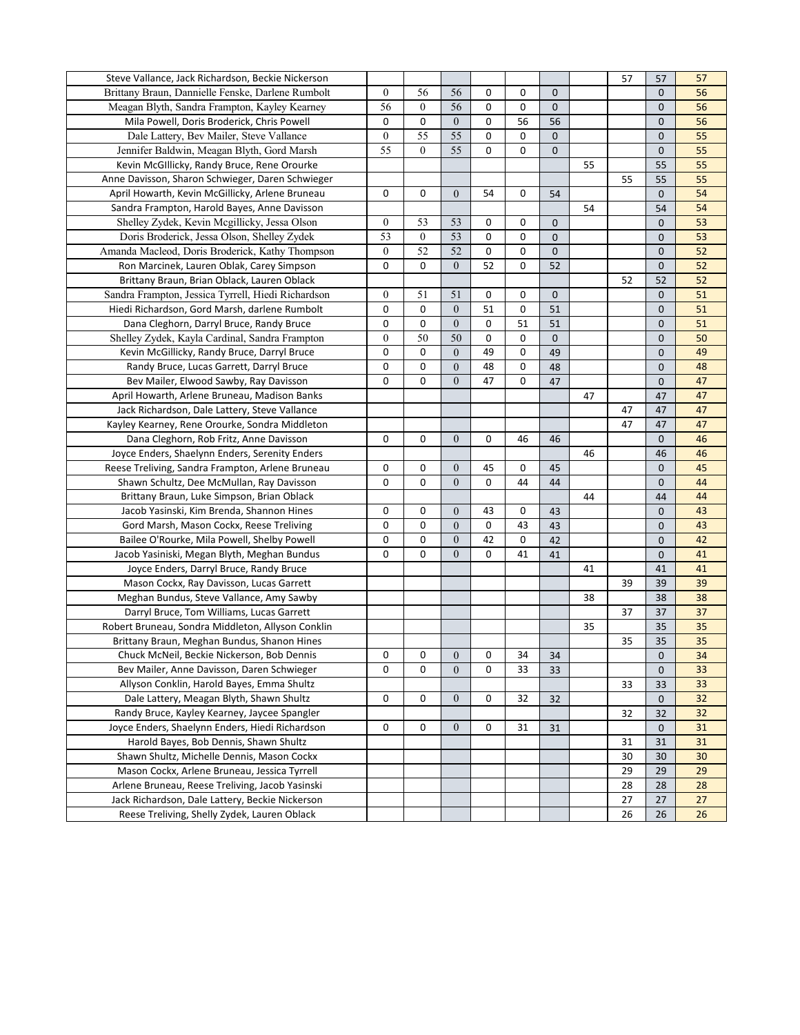| | | | | | | | | | | |
|---|---|---|---|---|---|---|---|---|---|---|
| Steve Vallance, Jack Richardson, Beckie Nickerson | | | | | | | | 57 | 57 | 57 |
| Brittany Braun, Dannielle Fenske, Darlene Rumbolt | 0 | 56 | 56 | 0 | 0 | 0 | | | 0 | 56 |
| Meagan Blyth, Sandra Frampton, Kayley Kearney | 56 | 0 | 56 | 0 | 0 | 0 | | | 0 | 56 |
| Mila Powell, Doris Broderick, Chris Powell | 0 | 0 | 0 | 0 | 56 | 56 | | | 0 | 56 |
| Dale Lattery, Bev Mailer, Steve Vallance | 0 | 55 | 55 | 0 | 0 | 0 | | | 0 | 55 |
| Jennifer Baldwin, Meagan Blyth, Gord Marsh | 55 | 0 | 55 | 0 | 0 | 0 | | | 0 | 55 |
| Kevin McGIllicky, Randy Bruce, Rene Orourke | | | | | | | 55 | | 55 | 55 |
| Anne Davisson, Sharon Schwieger, Daren Schwieger | | | | | | | | 55 | 55 | 55 |
| April Howarth, Kevin McGillicky, Arlene Bruneau | 0 | 0 | 0 | 54 | 0 | 54 | | | 0 | 54 |
| Sandra Frampton, Harold Bayes, Anne Davisson | | | | | | | 54 | | 54 | 54 |
| Shelley Zydek, Kevin Mcgillicky, Jessa Olson | 0 | 53 | 53 | 0 | 0 | 0 | | | 0 | 53 |
| Doris Broderick, Jessa Olson, Shelley Zydek | 53 | 0 | 53 | 0 | 0 | 0 | | | 0 | 53 |
| Amanda Macleod, Doris Broderick, Kathy Thompson | 0 | 52 | 52 | 0 | 0 | 0 | | | 0 | 52 |
| Ron Marcinek, Lauren Oblak, Carey Simpson | 0 | 0 | 0 | 52 | 0 | 52 | | | 0 | 52 |
| Brittany Braun, Brian Oblack, Lauren Oblack | | | | | | | | 52 | 52 | 52 |
| Sandra Frampton, Jessica Tyrrell, Hiedi Richardson | 0 | 51 | 51 | 0 | 0 | 0 | | | 0 | 51 |
| Hiedi Richardson, Gord Marsh, darlene Rumbolt | 0 | 0 | 0 | 51 | 0 | 51 | | | 0 | 51 |
| Dana Cleghorn, Darryl Bruce, Randy Bruce | 0 | 0 | 0 | 0 | 51 | 51 | | | 0 | 51 |
| Shelley Zydek, Kayla Cardinal, Sandra Frampton | 0 | 50 | 50 | 0 | 0 | 0 | | | 0 | 50 |
| Kevin McGillicky, Randy Bruce, Darryl Bruce | 0 | 0 | 0 | 49 | 0 | 49 | | | 0 | 49 |
| Randy Bruce, Lucas Garrett, Darryl Bruce | 0 | 0 | 0 | 48 | 0 | 48 | | | 0 | 48 |
| Bev Mailer, Elwood Sawby, Ray Davisson | 0 | 0 | 0 | 47 | 0 | 47 | | | 0 | 47 |
| April Howarth, Arlene Bruneau, Madison Banks | | | | | | | 47 | | 47 | 47 |
| Jack Richardson, Dale Lattery, Steve Vallance | | | | | | | | 47 | 47 | 47 |
| Kayley Kearney, Rene Orourke, Sondra Middleton | | | | | | | | 47 | 47 | 47 |
| Dana Cleghorn, Rob Fritz, Anne Davisson | 0 | 0 | 0 | 0 | 46 | 46 | | | 0 | 46 |
| Joyce Enders, Shaelynn Enders, Serenity Enders | | | | | | | 46 | | 46 | 46 |
| Reese Treliving, Sandra Frampton, Arlene Bruneau | 0 | 0 | 0 | 45 | 0 | 45 | | | 0 | 45 |
| Shawn Schultz, Dee McMullan, Ray Davisson | 0 | 0 | 0 | 0 | 44 | 44 | | | 0 | 44 |
| Brittany Braun, Luke Simpson, Brian Oblack | | | | | | | 44 | | 44 | 44 |
| Jacob Yasinski, Kim Brenda, Shannon Hines | 0 | 0 | 0 | 43 | 0 | 43 | | | 0 | 43 |
| Gord Marsh, Mason Cockx, Reese Treliving | 0 | 0 | 0 | 0 | 43 | 43 | | | 0 | 43 |
| Bailee O'Rourke, Mila Powell, Shelby Powell | 0 | 0 | 0 | 42 | 0 | 42 | | | 0 | 42 |
| Jacob Yasiniski, Megan Blyth, Meghan Bundus | 0 | 0 | 0 | 0 | 41 | 41 | | | 0 | 41 |
| Joyce Enders, Darryl Bruce, Randy Bruce | | | | | | | 41 | | 41 | 41 |
| Mason Cockx, Ray Davisson, Lucas Garrett | | | | | | | | 39 | 39 | 39 |
| Meghan Bundus, Steve Vallance, Amy Sawby | | | | | | | 38 | | 38 | 38 |
| Darryl Bruce, Tom Williams, Lucas Garrett | | | | | | | | 37 | 37 | 37 |
| Robert Bruneau, Sondra Middleton, Allyson Conklin | | | | | | | 35 | | 35 | 35 |
| Brittany Braun, Meghan Bundus, Shanon Hines | | | | | | | | 35 | 35 | 35 |
| Chuck McNeil, Beckie Nickerson, Bob Dennis | 0 | 0 | 0 | 0 | 34 | 34 | | | 0 | 34 |
| Bev Mailer, Anne Davisson, Daren Schwieger | 0 | 0 | 0 | 0 | 33 | 33 | | | 0 | 33 |
| Allyson Conklin, Harold Bayes, Emma Shultz | | | | | | | | 33 | 33 | 33 |
| Dale Lattery, Meagan Blyth, Shawn Shultz | 0 | 0 | 0 | 0 | 32 | 32 | | | 0 | 32 |
| Randy Bruce, Kayley Kearney, Jaycee Spangler | | | | | | | | 32 | 32 | 32 |
| Joyce Enders, Shaelynn Enders, Hiedi Richardson | 0 | 0 | 0 | 0 | 31 | 31 | | | 0 | 31 |
| Harold Bayes, Bob Dennis, Shawn Shultz | | | | | | | | 31 | 31 | 31 |
| Shawn Shultz, Michelle Dennis, Mason Cockx | | | | | | | | 30 | 30 | 30 |
| Mason Cockx, Arlene Bruneau, Jessica Tyrrell | | | | | | | | 29 | 29 | 29 |
| Arlene Bruneau, Reese Treliving, Jacob Yasinski | | | | | | | | 28 | 28 | 28 |
| Jack Richardson, Dale Lattery, Beckie Nickerson | | | | | | | | 27 | 27 | 27 |
| Reese Treliving, Shelly Zydek, Lauren Oblack | | | | | | | | 26 | 26 | 26 |